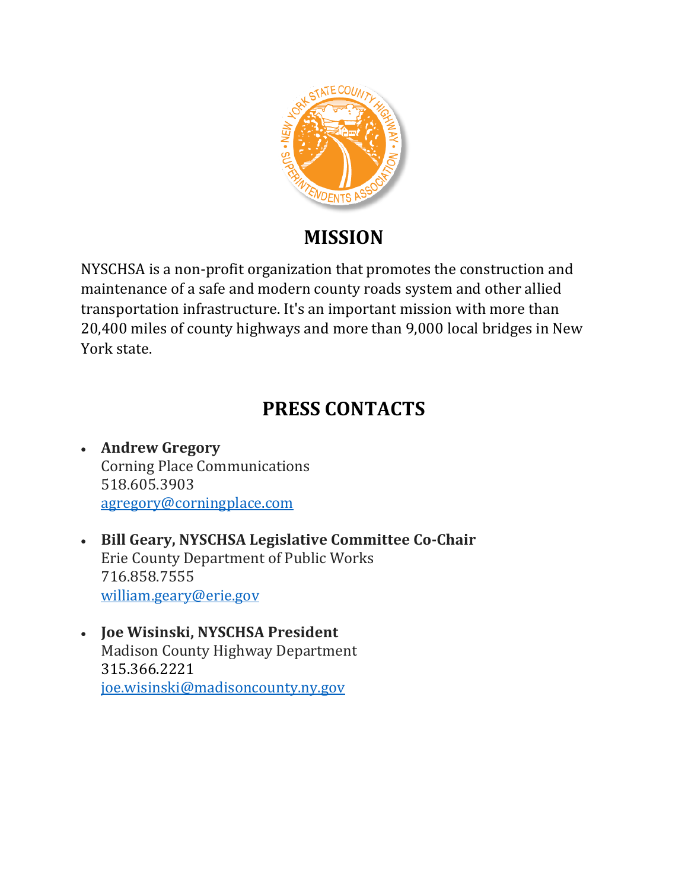## MISSION

NYSCHSA is a non-profit organization that promotes the construction and maintenance of a safe and modern county roads system and other allied transportation infrastructure. It's an important mission with more than 20,400 miles of county highways and more than 9,000 local bridges in New York state.

## PRESS CONTACTS

- **Andrew Gregory**
  Corning Place Communications
  518.605.3903
  agregory@corningplace.com

- **Bill Geary, NYSCHSA Legislative Committee Co-Chair**
  Erie County Department of Public Works
  716.858.7555
  william.geary@erie.gov

- **Joe Wisinski, NYSCHSA President**
  Madison County Highway Department
  315.366.2221
  joe.wisinski@madisoncounty.ny.gov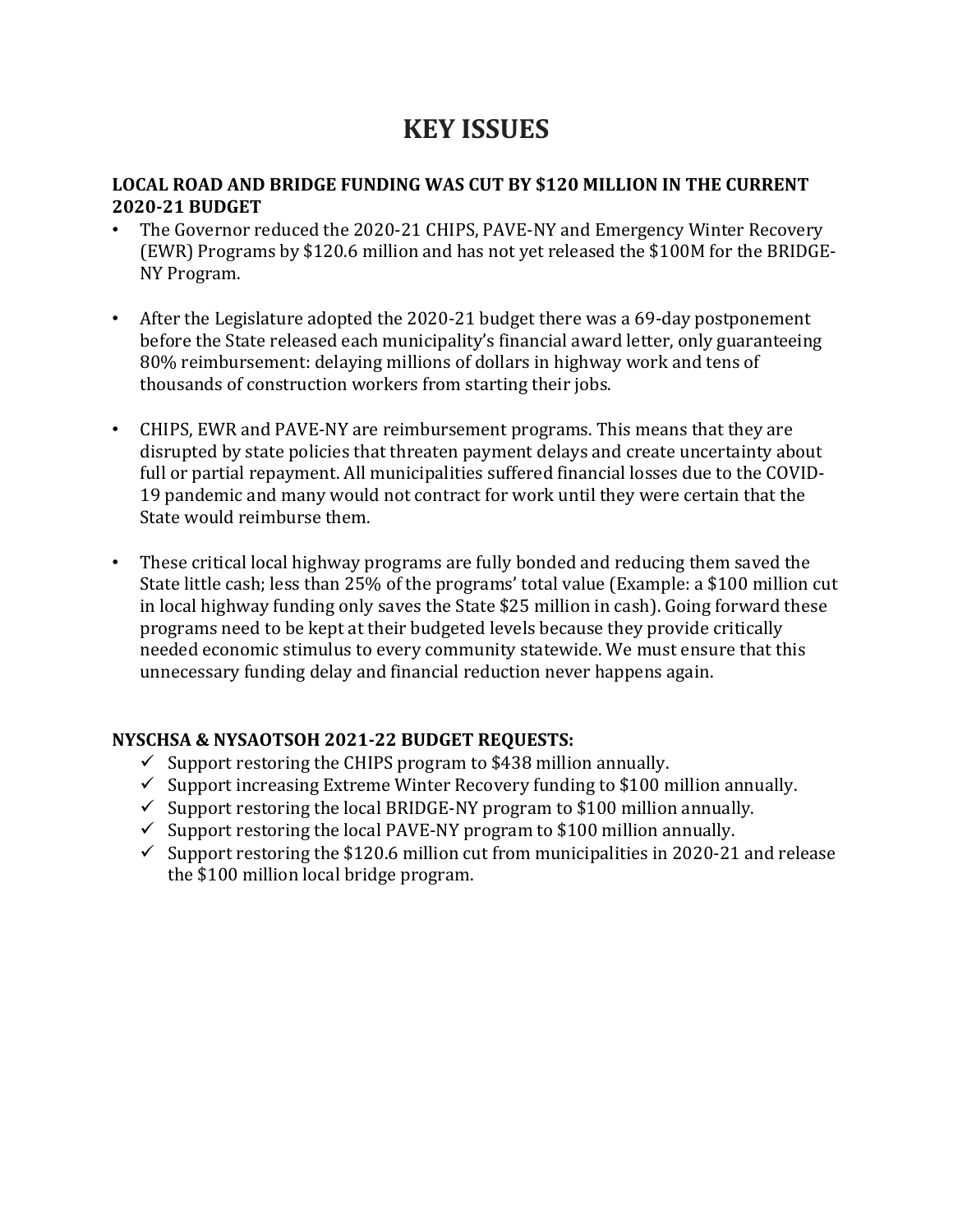# KEY ISSUES

**LOCAL ROAD AND BRIDGE FUNDING WAS CUT BY $120 MILLION IN THE CURRENT 2020-21 BUDGET**

- The Governor reduced the 2020-21 CHIPS, PAVE-NY and Emergency Winter Recovery (EWR) Programs by $120.6 million and has not yet released the $100M for the BRIDGE-NY Program.
- After the Legislature adopted the 2020-21 budget there was a 69-day postponement before the State released each municipality's financial award letter, only guaranteeing 80% reimbursement: delaying millions of dollars in highway work and tens of thousands of construction workers from starting their jobs.
- CHIPS, EWR and PAVE-NY are reimbursement programs. This means that they are disrupted by state policies that threaten payment delays and create uncertainty about full or partial repayment. All municipalities suffered financial losses due to the COVID-19 pandemic and many would not contract for work until they were certain that the State would reimburse them.
- These critical local highway programs are fully bonded and reducing them saved the State little cash; less than 25% of the programs' total value (Example: a $100 million cut in local highway funding only saves the State $25 million in cash). Going forward these programs need to be kept at their budgeted levels because they provide critically needed economic stimulus to every community statewide. We must ensure that this unnecessary funding delay and financial reduction never happens again.

**NYSCHSA & NYSAOTSOH 2021-22 BUDGET REQUESTS:**

- ✓ Support restoring the CHIPS program to $438 million annually.
- ✓ Support increasing Extreme Winter Recovery funding to $100 million annually.
- ✓ Support restoring the local BRIDGE-NY program to $100 million annually.
- ✓ Support restoring the local PAVE-NY program to $100 million annually.
- ✓ Support restoring the $120.6 million cut from municipalities in 2020-21 and release the $100 million local bridge program.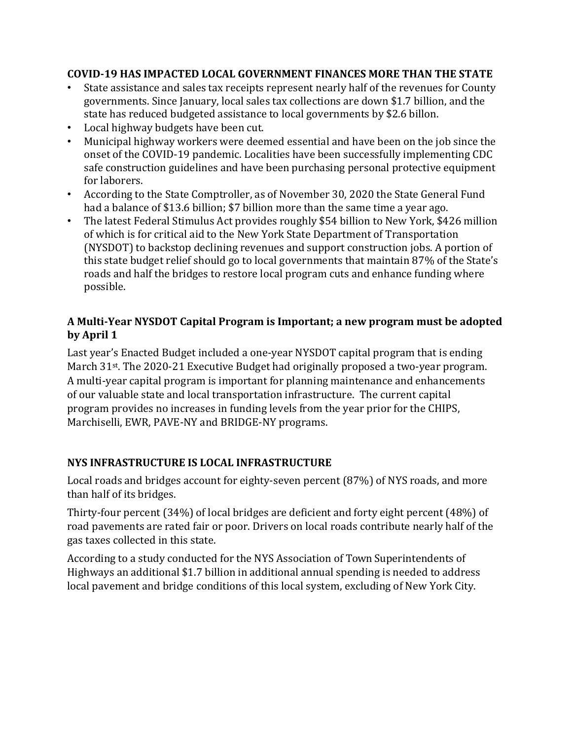**COVID-19 HAS IMPACTED LOCAL GOVERNMENT FINANCES MORE THAN THE STATE**

- State assistance and sales tax receipts represent nearly half of the revenues for County governments. Since January, local sales tax collections are down $1.7 billion, and the state has reduced budgeted assistance to local governments by $2.6 billon.
- Local highway budgets have been cut.
- Municipal highway workers were deemed essential and have been on the job since the onset of the COVID-19 pandemic. Localities have been successfully implementing CDC safe construction guidelines and have been purchasing personal protective equipment for laborers.
- According to the State Comptroller, as of November 30, 2020 the State General Fund had a balance of $13.6 billion; $7 billion more than the same time a year ago.
- The latest Federal Stimulus Act provides roughly $54 billion to New York, $426 million of which is for critical aid to the New York State Department of Transportation (NYSDOT) to backstop declining revenues and support construction jobs. A portion of this state budget relief should go to local governments that maintain 87% of the State's roads and half the bridges to restore local program cuts and enhance funding where possible.

**A Multi-Year NYSDOT Capital Program is Important; a new program must be adopted by April 1**

Last year's Enacted Budget included a one-year NYSDOT capital program that is ending March 31st. The 2020-21 Executive Budget had originally proposed a two-year program. A multi-year capital program is important for planning maintenance and enhancements of our valuable state and local transportation infrastructure. The current capital program provides no increases in funding levels from the year prior for the CHIPS, Marchiselli, EWR, PAVE-NY and BRIDGE-NY programs.

**NYS INFRASTRUCTURE IS LOCAL INFRASTRUCTURE**

Local roads and bridges account for eighty-seven percent (87%) of NYS roads, and more than half of its bridges.

Thirty-four percent (34%) of local bridges are deficient and forty eight percent (48%) of road pavements are rated fair or poor. Drivers on local roads contribute nearly half of the gas taxes collected in this state.

According to a study conducted for the NYS Association of Town Superintendents of Highways an additional $1.7 billion in additional annual spending is needed to address local pavement and bridge conditions of this local system, excluding of New York City.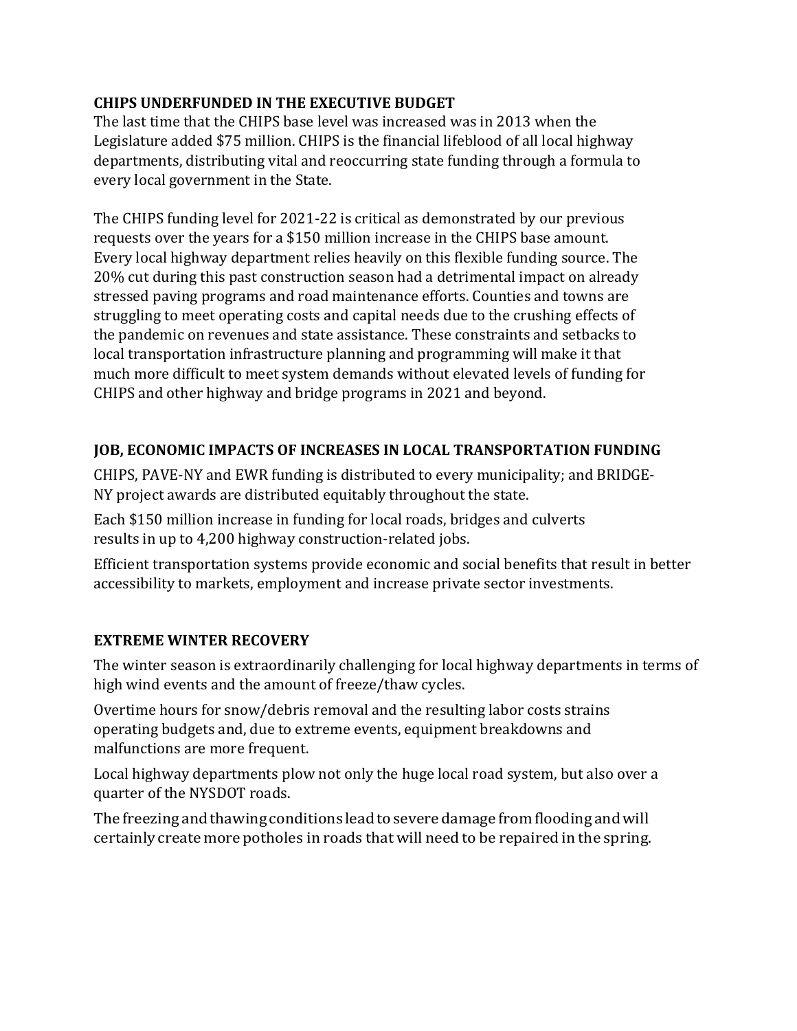**CHIPS UNDERFUNDED IN THE EXECUTIVE BUDGET**

The last time that the CHIPS base level was increased was in 2013 when the Legislature added $75 million. CHIPS is the financial lifeblood of all local highway departments, distributing vital and reoccurring state funding through a formula to every local government in the State.

The CHIPS funding level for 2021-22 is critical as demonstrated by our previous requests over the years for a $150 million increase in the CHIPS base amount. Every local highway department relies heavily on this flexible funding source. The 20% cut during this past construction season had a detrimental impact on already stressed paving programs and road maintenance efforts. Counties and towns are struggling to meet operating costs and capital needs due to the crushing effects of the pandemic on revenues and state assistance. These constraints and setbacks to local transportation infrastructure planning and programming will make it that much more difficult to meet system demands without elevated levels of funding for CHIPS and other highway and bridge programs in 2021 and beyond.

**JOB, ECONOMIC IMPACTS OF INCREASES IN LOCAL TRANSPORTATION FUNDING**

CHIPS, PAVE-NY and EWR funding is distributed to every municipality; and BRIDGE-NY project awards are distributed equitably throughout the state.

Each $150 million increase in funding for local roads, bridges and culverts results in up to 4,200 highway construction-related jobs.

Efficient transportation systems provide economic and social benefits that result in better accessibility to markets, employment and increase private sector investments.

**EXTREME WINTER RECOVERY**

The winter season is extraordinarily challenging for local highway departments in terms of high wind events and the amount of freeze/thaw cycles.

Overtime hours for snow/debris removal and the resulting labor costs strains operating budgets and, due to extreme events, equipment breakdowns and malfunctions are more frequent.

Local highway departments plow not only the huge local road system, but also over a quarter of the NYSDOT roads.

The freezing and thawing conditions lead to severe damage from flooding and will certainly create more potholes in roads that will need to be repaired in the spring.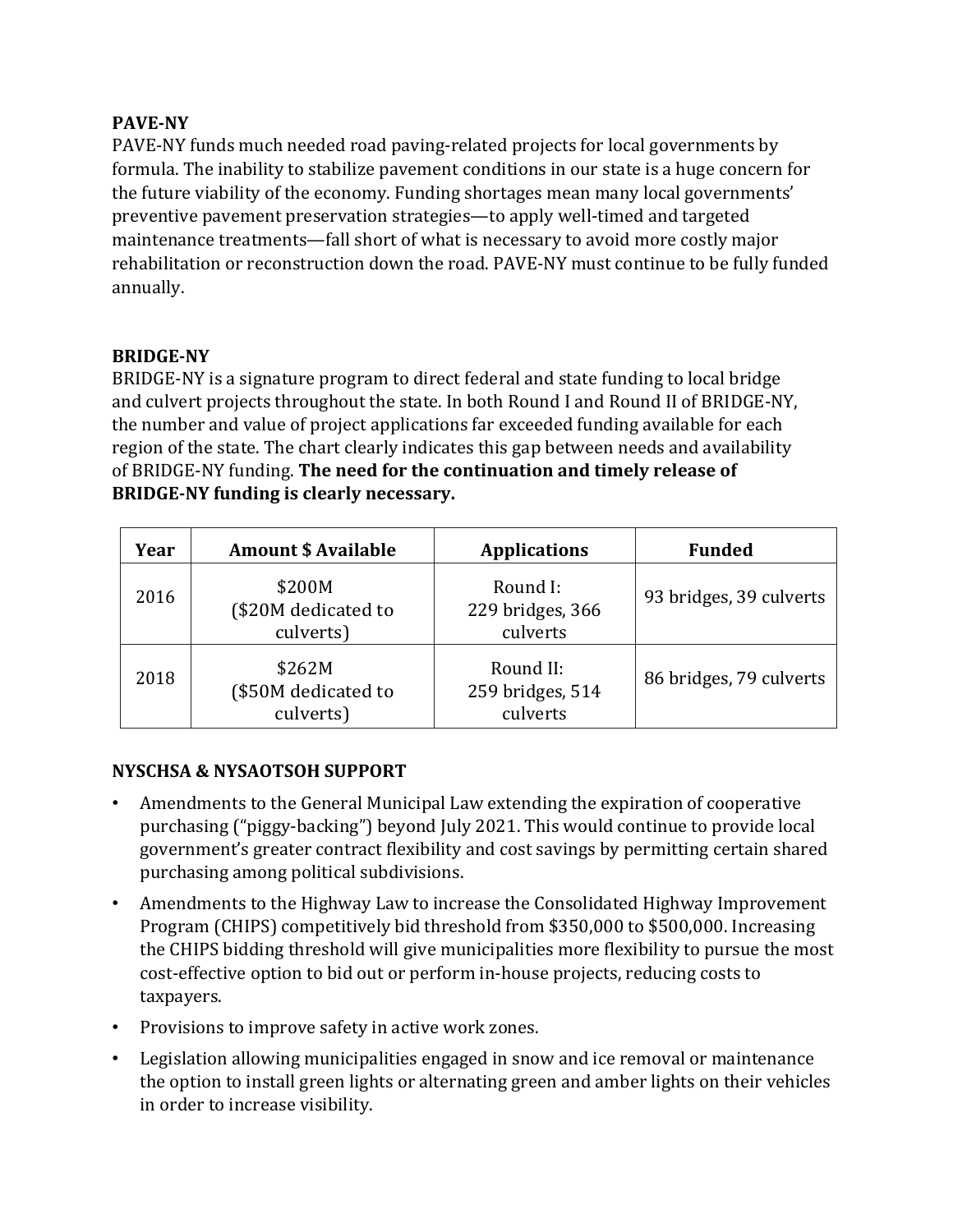**PAVE-NY**

PAVE-NY funds much needed road paving-related projects for local governments by formula. The inability to stabilize pavement conditions in our state is a huge concern for the future viability of the economy. Funding shortages mean many local governments' preventive pavement preservation strategies—to apply well-timed and targeted maintenance treatments—fall short of what is necessary to avoid more costly major rehabilitation or reconstruction down the road. PAVE-NY must continue to be fully funded annually.

**BRIDGE-NY**

BRIDGE-NY is a signature program to direct federal and state funding to local bridge and culvert projects throughout the state. In both Round I and Round II of BRIDGE-NY, the number and value of project applications far exceeded funding available for each region of the state. The chart clearly indicates this gap between needs and availability of BRIDGE-NY funding. **The need for the continuation and timely release of BRIDGE-NY funding is clearly necessary.**

| Year | Amount $ Available | Applications | Funded |
| --- | --- | --- | --- |
| 2016 | $200M ($20M dedicated to culverts) | Round I: 229 bridges, 366 culverts | 93 bridges, 39 culverts |
| 2018 | $262M ($50M dedicated to culverts) | Round II: 259 bridges, 514 culverts | 86 bridges, 79 culverts |

**NYSCHSA & NYSAOTSOH SUPPORT**

- Amendments to the General Municipal Law extending the expiration of cooperative purchasing ("piggy-backing") beyond July 2021. This would continue to provide local government's greater contract flexibility and cost savings by permitting certain shared purchasing among political subdivisions.
- Amendments to the Highway Law to increase the Consolidated Highway Improvement Program (CHIPS) competitively bid threshold from $350,000 to $500,000. Increasing the CHIPS bidding threshold will give municipalities more flexibility to pursue the most cost-effective option to bid out or perform in-house projects, reducing costs to taxpayers.
- Provisions to improve safety in active work zones.
- Legislation allowing municipalities engaged in snow and ice removal or maintenance the option to install green lights or alternating green and amber lights on their vehicles in order to increase visibility.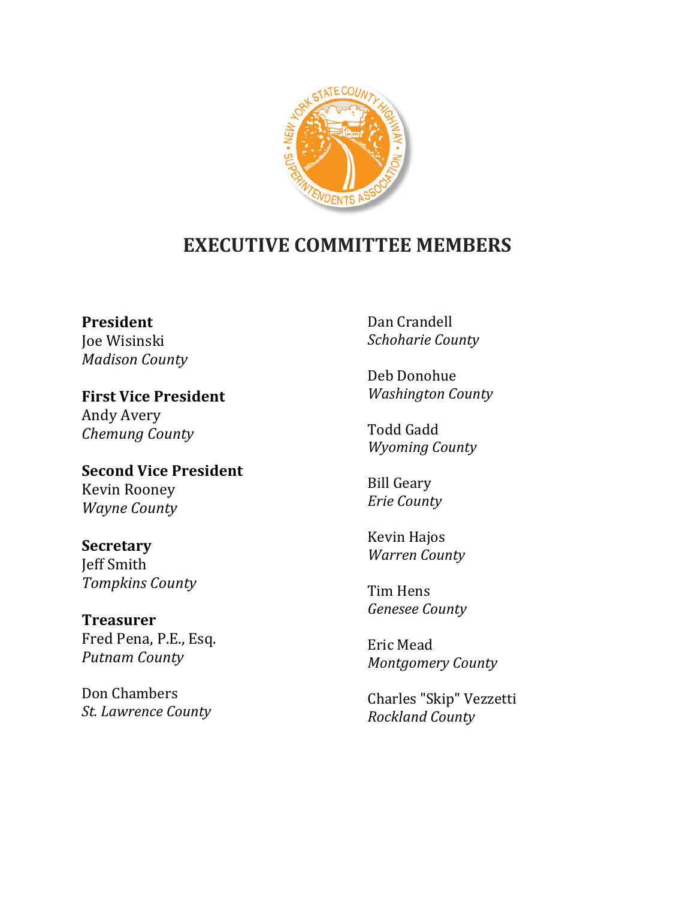# EXECUTIVE COMMITTEE MEMBERS

**President**
Joe Wisinski
*Madison County*

**First Vice President**
Andy Avery
*Chemung County*

**Second Vice President**
Kevin Rooney
*Wayne County*

**Secretary**
Jeff Smith
*Tompkins County*

**Treasurer**
Fred Pena, P.E., Esq.
*Putnam County*

Don Chambers
*St. Lawrence County*

Dan Crandell
*Schoharie County*

Deb Donohue
*Washington County*

Todd Gadd
*Wyoming County*

Bill Geary
*Erie County*

Kevin Hajos
*Warren County*

Tim Hens
*Genesee County*

Eric Mead
*Montgomery County*

Charles "Skip" Vezzetti
*Rockland County*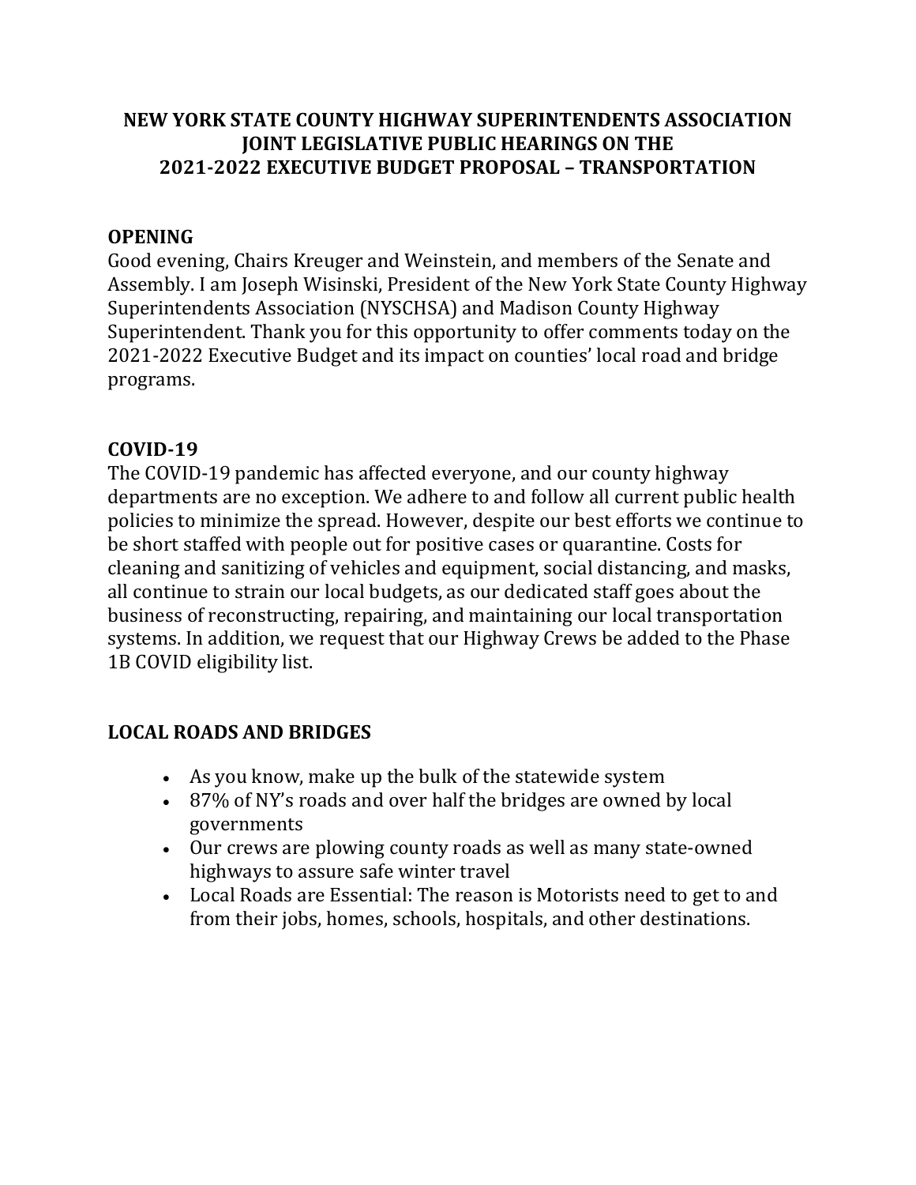**NEW YORK STATE COUNTY HIGHWAY SUPERINTENDENTS ASSOCIATION**
**JOINT LEGISLATIVE PUBLIC HEARINGS ON THE**
**2021-2022 EXECUTIVE BUDGET PROPOSAL – TRANSPORTATION**

## OPENING

Good evening, Chairs Kreuger and Weinstein, and members of the Senate and Assembly. I am Joseph Wisinski, President of the New York State County Highway Superintendents Association (NYSCHSA) and Madison County Highway Superintendent. Thank you for this opportunity to offer comments today on the 2021-2022 Executive Budget and its impact on counties' local road and bridge programs.

## COVID-19

The COVID-19 pandemic has affected everyone, and our county highway departments are no exception. We adhere to and follow all current public health policies to minimize the spread. However, despite our best efforts we continue to be short staffed with people out for positive cases or quarantine. Costs for cleaning and sanitizing of vehicles and equipment, social distancing, and masks, all continue to strain our local budgets, as our dedicated staff goes about the business of reconstructing, repairing, and maintaining our local transportation systems. In addition, we request that our Highway Crews be added to the Phase 1B COVID eligibility list.

## LOCAL ROADS AND BRIDGES

- As you know, make up the bulk of the statewide system
- 87% of NY's roads and over half the bridges are owned by local governments
- Our crews are plowing county roads as well as many state-owned highways to assure safe winter travel
- Local Roads are Essential: The reason is Motorists need to get to and from their jobs, homes, schools, hospitals, and other destinations.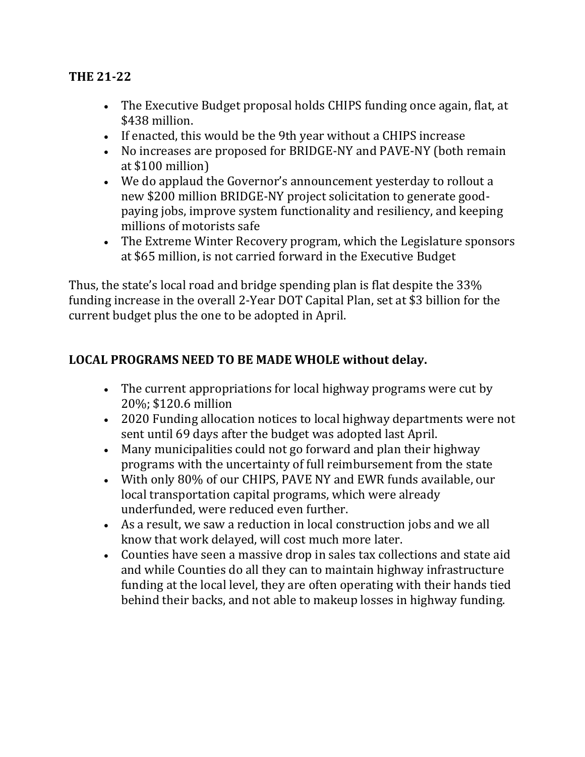**THE 21-22**

- The Executive Budget proposal holds CHIPS funding once again, flat, at $438 million.
- If enacted, this would be the 9th year without a CHIPS increase
- No increases are proposed for BRIDGE-NY and PAVE-NY (both remain at $100 million)
- We do applaud the Governor's announcement yesterday to rollout a new $200 million BRIDGE-NY project solicitation to generate good-paying jobs, improve system functionality and resiliency, and keeping millions of motorists safe
- The Extreme Winter Recovery program, which the Legislature sponsors at $65 million, is not carried forward in the Executive Budget

Thus, the state's local road and bridge spending plan is flat despite the 33% funding increase in the overall 2-Year DOT Capital Plan, set at $3 billion for the current budget plus the one to be adopted in April.

**LOCAL PROGRAMS NEED TO BE MADE WHOLE without delay.**

- The current appropriations for local highway programs were cut by 20%; $120.6 million
- 2020 Funding allocation notices to local highway departments were not sent until 69 days after the budget was adopted last April.
- Many municipalities could not go forward and plan their highway programs with the uncertainty of full reimbursement from the state
- With only 80% of our CHIPS, PAVE NY and EWR funds available, our local transportation capital programs, which were already underfunded, were reduced even further.
- As a result, we saw a reduction in local construction jobs and we all know that work delayed, will cost much more later.
- Counties have seen a massive drop in sales tax collections and state aid and while Counties do all they can to maintain highway infrastructure funding at the local level, they are often operating with their hands tied behind their backs, and not able to makeup losses in highway funding.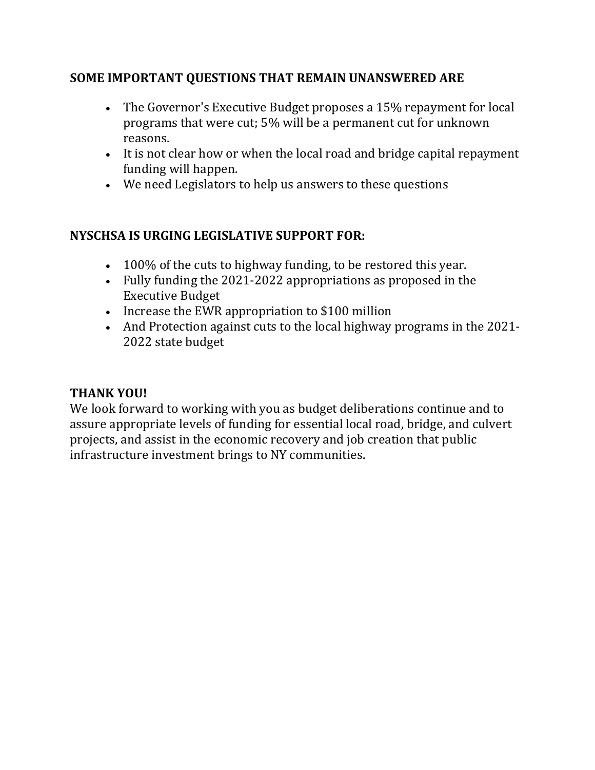### SOME IMPORTANT QUESTIONS THAT REMAIN UNANSWERED ARE

- The Governor's Executive Budget proposes a 15% repayment for local programs that were cut; 5% will be a permanent cut for unknown reasons.
- It is not clear how or when the local road and bridge capital repayment funding will happen.
- We need Legislators to help us answers to these questions

### NYSCHSA IS URGING LEGISLATIVE SUPPORT FOR:

- 100% of the cuts to highway funding, to be restored this year.
- Fully funding the 2021-2022 appropriations as proposed in the Executive Budget
- Increase the EWR appropriation to $100 million
- And Protection against cuts to the local highway programs in the 2021-2022 state budget

### THANK YOU!

We look forward to working with you as budget deliberations continue and to assure appropriate levels of funding for essential local road, bridge, and culvert projects, and assist in the economic recovery and job creation that public infrastructure investment brings to NY communities.